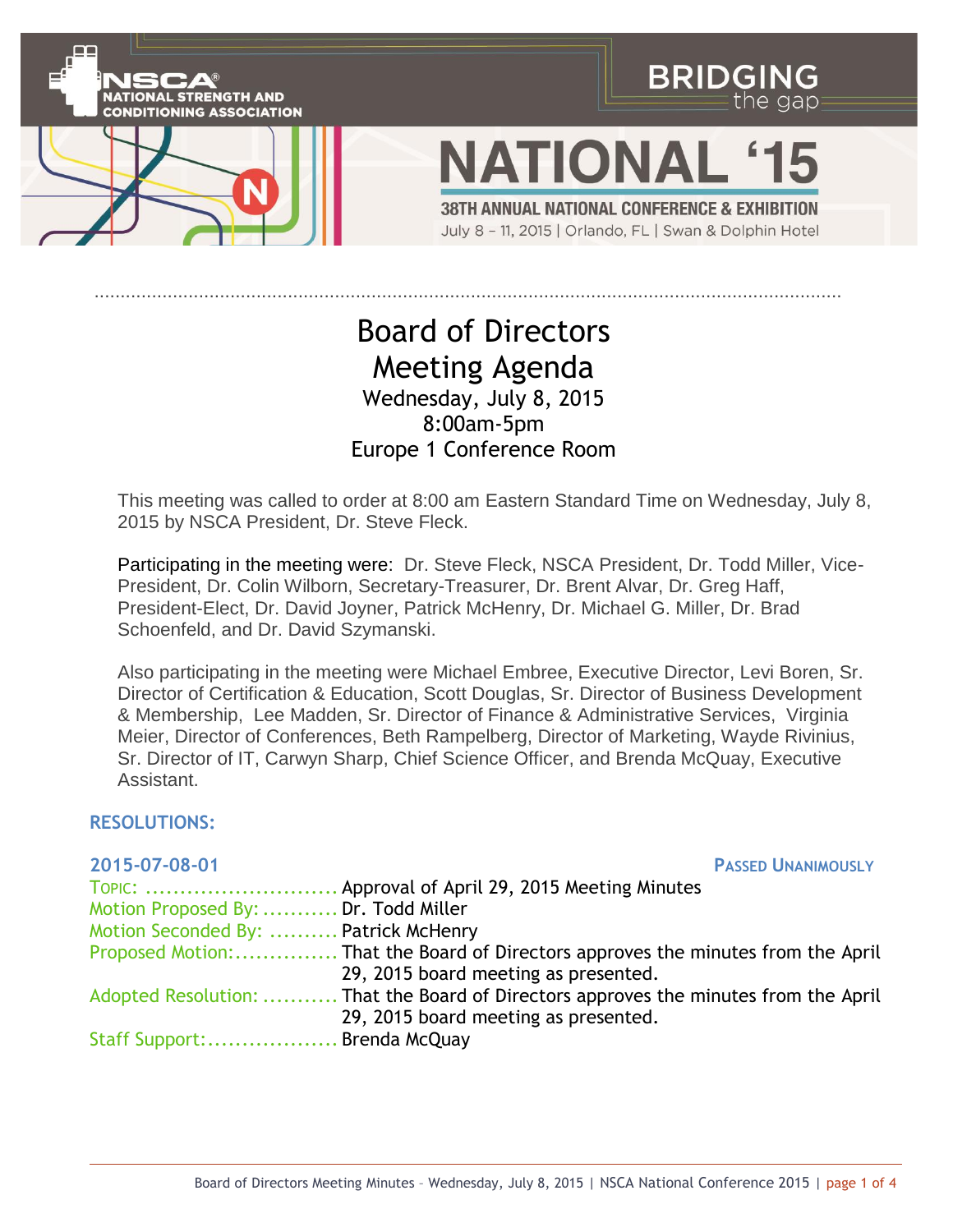NSCA® NATIONAL STRENGTH AND CONDITIONING ASSOCIATION

BRIDGING the gap

NATIONAL '15

38TH ANNUAL NATIONAL CONFERENCE & EXHIBITION

July 8 – 11, 2015 | Orlando, FL | Swan & Dolphin Hotel

# Board of Directors Meeting Agenda

Wednesday, July 8, 2015
8:00am-5pm
Europe 1 Conference Room

This meeting was called to order at 8:00 am Eastern Standard Time on Wednesday, July 8, 2015 by NSCA President, Dr. Steve Fleck.

Participating in the meeting were: Dr. Steve Fleck, NSCA President, Dr. Todd Miller, Vice-President, Dr. Colin Wilborn, Secretary-Treasurer, Dr. Brent Alvar, Dr. Greg Haff, President-Elect, Dr. David Joyner, Patrick McHenry, Dr. Michael G. Miller, Dr. Brad Schoenfeld, and Dr. David Szymanski.

Also participating in the meeting were Michael Embree, Executive Director, Levi Boren, Sr. Director of Certification & Education, Scott Douglas, Sr. Director of Business Development & Membership, Lee Madden, Sr. Director of Finance & Administrative Services, Virginia Meier, Director of Conferences, Beth Rampelberg, Director of Marketing, Wayde Rivinius, Sr. Director of IT, Carwyn Sharp, Chief Science Officer, and Brenda McQuay, Executive Assistant.

## RESOLUTIONS:

### 2015-07-08-01 — PASSED UNANIMOUSLY

Topic: ........................... Approval of April 29, 2015 Meeting Minutes
Motion Proposed By: ........... Dr. Todd Miller
Motion Seconded By: .......... Patrick McHenry
Proposed Motion:............... That the Board of Directors approves the minutes from the April 29, 2015 board meeting as presented.
Adopted Resolution: ........... That the Board of Directors approves the minutes from the April 29, 2015 board meeting as presented.
Staff Support:................... Brenda McQuay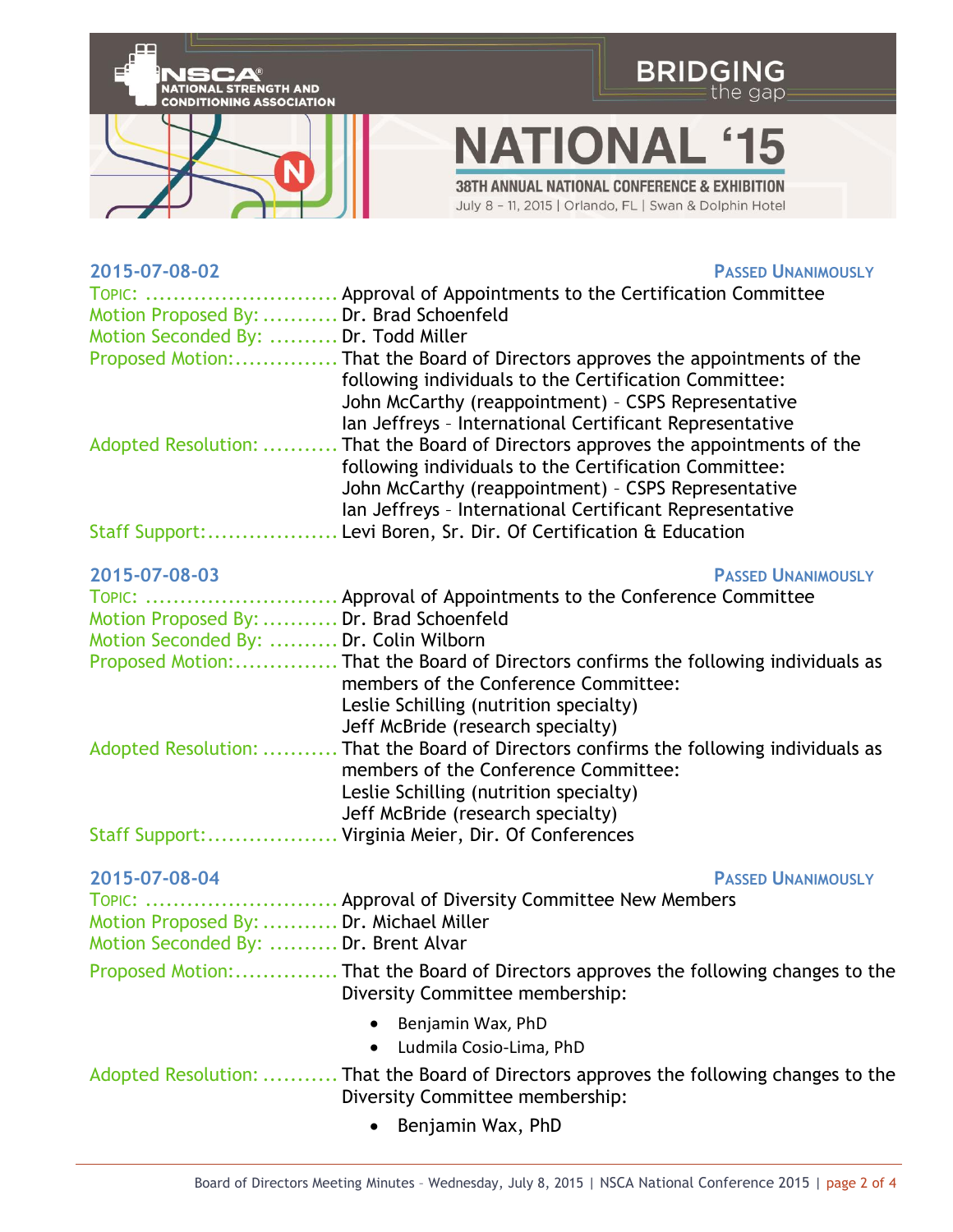**2015-07-08-02** — **PASSED UNANIMOUSLY**

TOPIC: ........................... Approval of Appointments to the Certification Committee
Motion Proposed By: ........... Dr. Brad Schoenfeld
Motion Seconded By: .......... Dr. Todd Miller
Proposed Motion:............... That the Board of Directors approves the appointments of the following individuals to the Certification Committee:
John McCarthy (reappointment) – CSPS Representative
Ian Jeffreys – International Certificant Representative
Adopted Resolution: ........... That the Board of Directors approves the appointments of the following individuals to the Certification Committee:
John McCarthy (reappointment) – CSPS Representative
Ian Jeffreys – International Certificant Representative
Staff Support:................... Levi Boren, Sr. Dir. Of Certification & Education

**2015-07-08-03** — **PASSED UNANIMOUSLY**

TOPIC: ........................... Approval of Appointments to the Conference Committee
Motion Proposed By: ........... Dr. Brad Schoenfeld
Motion Seconded By: .......... Dr. Colin Wilborn
Proposed Motion:............... That the Board of Directors confirms the following individuals as members of the Conference Committee:
Leslie Schilling (nutrition specialty)
Jeff McBride (research specialty)
Adopted Resolution: ........... That the Board of Directors confirms the following individuals as members of the Conference Committee:
Leslie Schilling (nutrition specialty)
Jeff McBride (research specialty)
Staff Support:................... Virginia Meier, Dir. Of Conferences

**2015-07-08-04** — **PASSED UNANIMOUSLY**

TOPIC: ........................... Approval of Diversity Committee New Members
Motion Proposed By: ........... Dr. Michael Miller
Motion Seconded By: .......... Dr. Brent Alvar
Proposed Motion:............... That the Board of Directors approves the following changes to the Diversity Committee membership:

- Benjamin Wax, PhD
- Ludmila Cosio-Lima, PhD

Adopted Resolution: ........... That the Board of Directors approves the following changes to the Diversity Committee membership:

- Benjamin Wax, PhD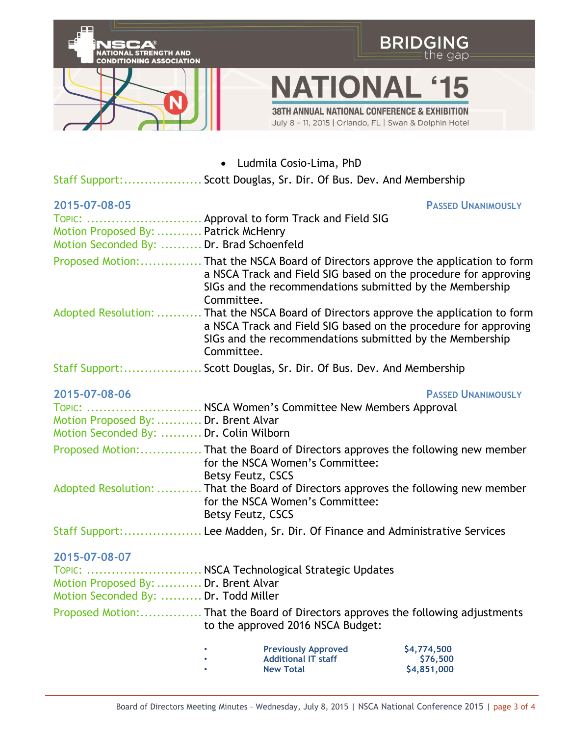- Ludmila Cosio-Lima, PhD

Staff Support:................... Scott Douglas, Sr. Dir. Of Bus. Dev. And Membership

### 2015-07-08-05

**PASSED UNANIMOUSLY**

TOPIC: ........................... Approval to form Track and Field SIG

Motion Proposed By: ........... Patrick McHenry

Motion Seconded By: .......... Dr. Brad Schoenfeld

Proposed Motion:............... That the NSCA Board of Directors approve the application to form a NSCA Track and Field SIG based on the procedure for approving SIGs and the recommendations submitted by the Membership Committee.

Adopted Resolution: ........... That the NSCA Board of Directors approve the application to form a NSCA Track and Field SIG based on the procedure for approving SIGs and the recommendations submitted by the Membership Committee.

Staff Support:................... Scott Douglas, Sr. Dir. Of Bus. Dev. And Membership

### 2015-07-08-06

**PASSED UNANIMOUSLY**

TOPIC: ........................... NSCA Women's Committee New Members Approval

Motion Proposed By: ........... Dr. Brent Alvar

Motion Seconded By: .......... Dr. Colin Wilborn

Proposed Motion:............... That the Board of Directors approves the following new member for the NSCA Women's Committee:
Betsy Feutz, CSCS

Adopted Resolution: ........... That the Board of Directors approves the following new member for the NSCA Women's Committee:
Betsy Feutz, CSCS

Staff Support:................... Lee Madden, Sr. Dir. Of Finance and Administrative Services

### 2015-07-08-07

TOPIC: ........................... NSCA Technological Strategic Updates

Motion Proposed By: ........... Dr. Brent Alvar

Motion Seconded By: .......... Dr. Todd Miller

Proposed Motion:............... That the Board of Directors approves the following adjustments to the approved 2016 NSCA Budget:

- **Previously Approved** $4,774,500
- **Additional IT staff** $76,500
- **New Total** $4,851,000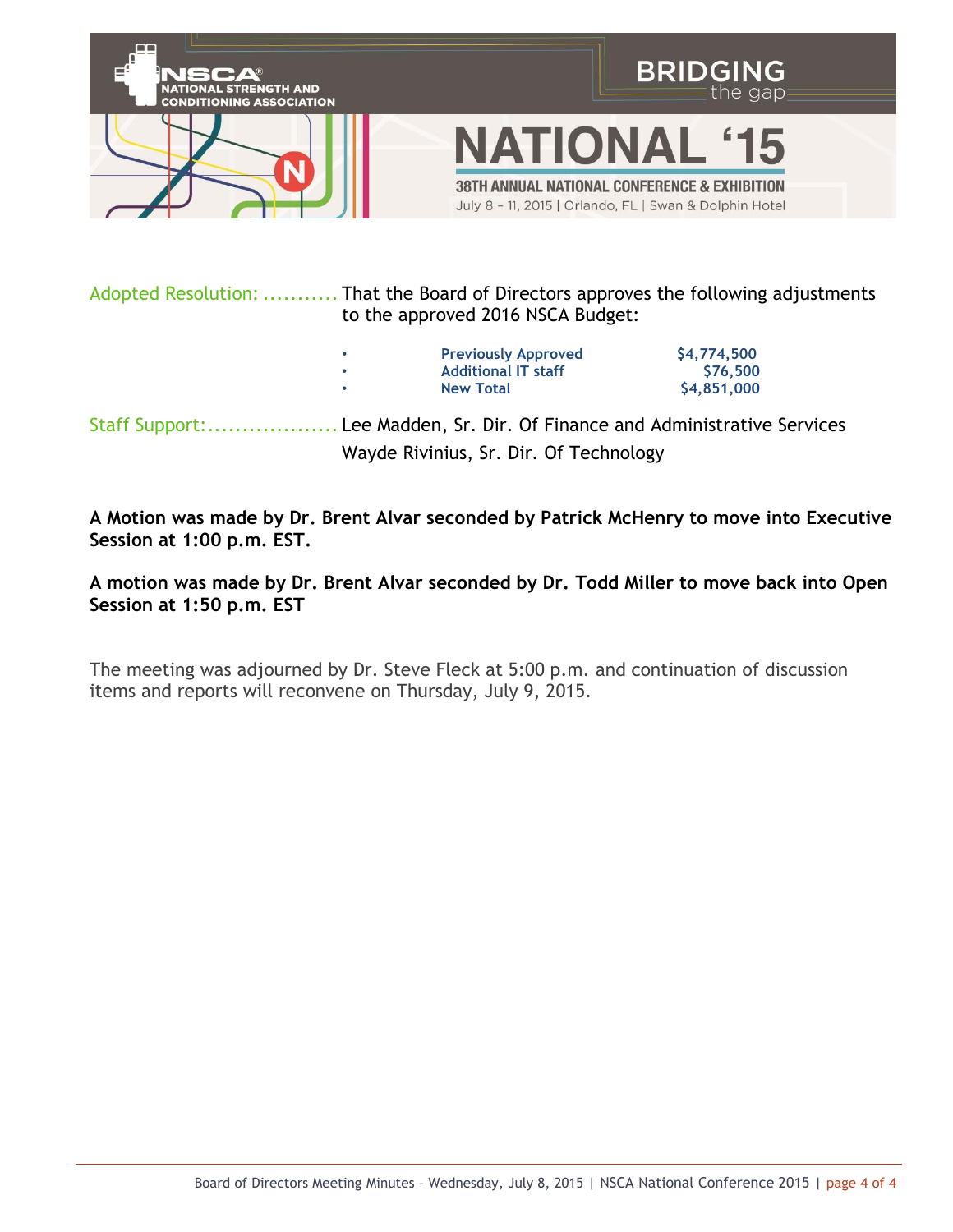Adopted Resolution: ........... That the Board of Directors approves the following adjustments to the approved 2016 NSCA Budget:

| | | |
|---|---|---|
| • | Previously Approved | $4,774,500 |
| • | Additional IT staff | $76,500 |
| • | New Total | $4,851,000 |

Staff Support:................... Lee Madden, Sr. Dir. Of Finance and Administrative Services
Wayde Rivinius, Sr. Dir. Of Technology

**A Motion was made by Dr. Brent Alvar seconded by Patrick McHenry to move into Executive Session at 1:00 p.m. EST.**

**A motion was made by Dr. Brent Alvar seconded by Dr. Todd Miller to move back into Open Session at 1:50 p.m. EST**

The meeting was adjourned by Dr. Steve Fleck at 5:00 p.m. and continuation of discussion items and reports will reconvene on Thursday, July 9, 2015.